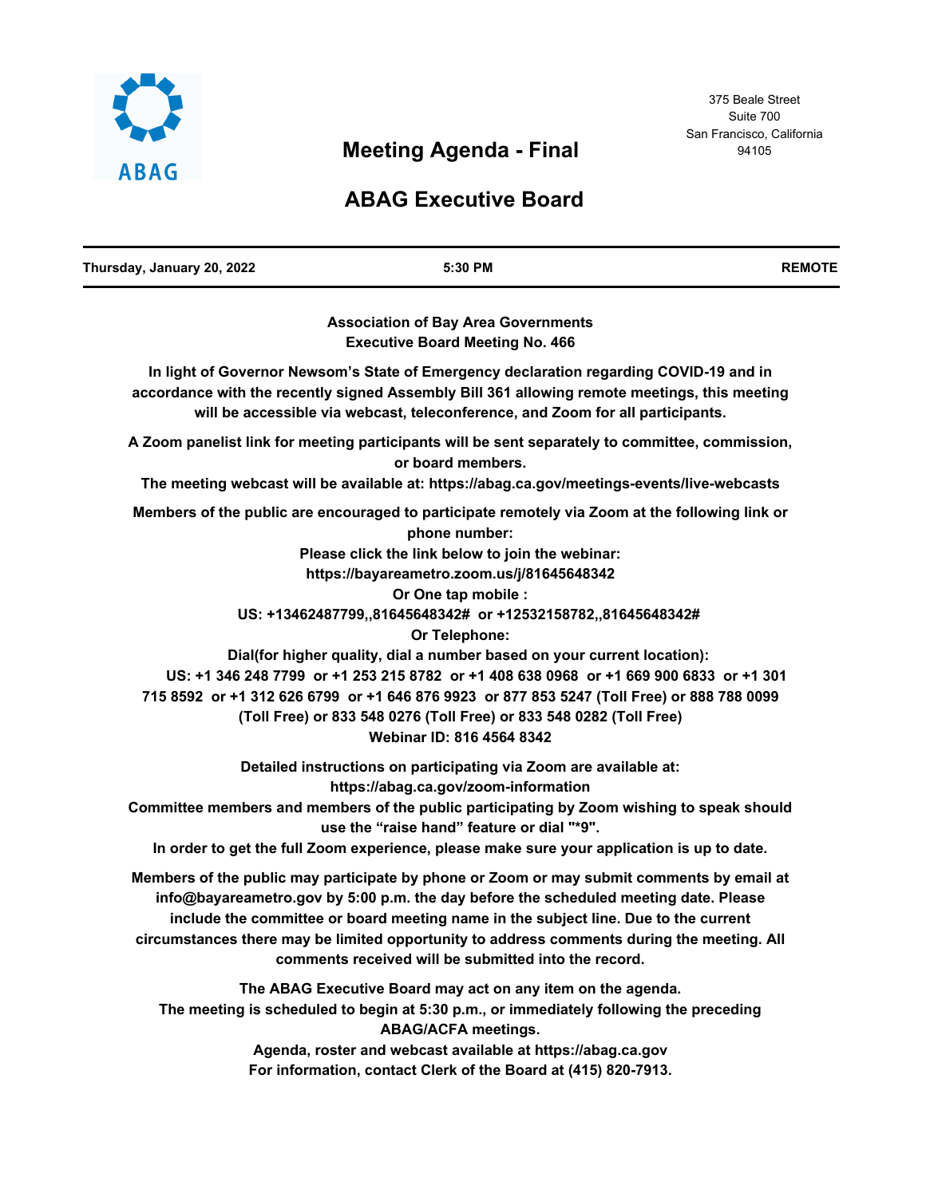ABAG

375 Beale Street
Suite 700
San Francisco, California
94105

# Meeting Agenda - Final

# ABAG Executive Board

| Thursday, January 20, 2022 | 5:30 PM | REMOTE |
|---|---|---|

**Association of Bay Area Governments**
**Executive Board Meeting No. 466**

**In light of Governor Newsom's State of Emergency declaration regarding COVID-19 and in accordance with the recently signed Assembly Bill 361 allowing remote meetings, this meeting will be accessible via webcast, teleconference, and Zoom for all participants.**

**A Zoom panelist link for meeting participants will be sent separately to committee, commission, or board members.**

**The meeting webcast will be available at: https://abag.ca.gov/meetings-events/live-webcasts**

**Members of the public are encouraged to participate remotely via Zoom at the following link or phone number:**

**Please click the link below to join the webinar:**
**https://bayareametro.zoom.us/j/81645648342**
**Or One tap mobile :**
**US: +13462487799,,81645648342# or +12532158782,,81645648342#**
**Or Telephone:**
**Dial(for higher quality, dial a number based on your current location):**
**US: +1 346 248 7799 or +1 253 215 8782 or +1 408 638 0968 or +1 669 900 6833 or +1 301 715 8592 or +1 312 626 6799 or +1 646 876 9923 or 877 853 5247 (Toll Free) or 888 788 0099 (Toll Free) or 833 548 0276 (Toll Free) or 833 548 0282 (Toll Free)**
**Webinar ID: 816 4564 8342**

**Detailed instructions on participating via Zoom are available at:**
**https://abag.ca.gov/zoom-information**
**Committee members and members of the public participating by Zoom wishing to speak should use the "raise hand" feature or dial "*9".**
**In order to get the full Zoom experience, please make sure your application is up to date.**

**Members of the public may participate by phone or Zoom or may submit comments by email at info@bayareametro.gov by 5:00 p.m. the day before the scheduled meeting date. Please include the committee or board meeting name in the subject line. Due to the current circumstances there may be limited opportunity to address comments during the meeting. All comments received will be submitted into the record.**

**The ABAG Executive Board may act on any item on the agenda.**
**The meeting is scheduled to begin at 5:30 p.m., or immediately following the preceding ABAG/ACFA meetings.**
**Agenda, roster and webcast available at https://abag.ca.gov**
**For information, contact Clerk of the Board at (415) 820-7913.**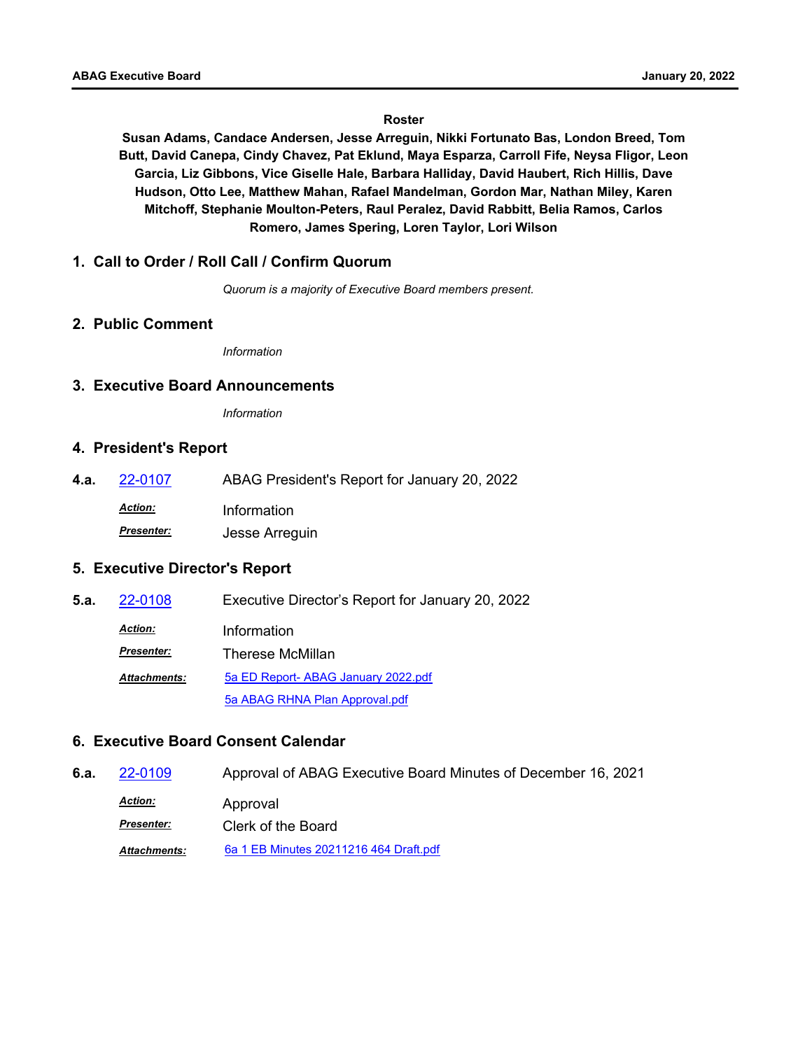**Roster**

**Susan Adams, Candace Andersen, Jesse Arreguin, Nikki Fortunato Bas, London Breed, Tom Butt, David Canepa, Cindy Chavez, Pat Eklund, Maya Esparza, Carroll Fife, Neysa Fligor, Leon Garcia, Liz Gibbons, Vice Giselle Hale, Barbara Halliday, David Haubert, Rich Hillis, Dave Hudson, Otto Lee, Matthew Mahan, Rafael Mandelman, Gordon Mar, Nathan Miley, Karen Mitchoff, Stephanie Moulton-Peters, Raul Peralez, David Rabbitt, Belia Ramos, Carlos Romero, James Spering, Loren Taylor, Lori Wilson**

## 1. Call to Order / Roll Call / Confirm Quorum

*Quorum is a majority of Executive Board members present.*

## 2. Public Comment

*Information*

## 3. Executive Board Announcements

*Information*

## 4. President's Report

**4.a.** 22-0107 — ABAG President's Report for January 20, 2022

***Action:*** Information

***Presenter:*** Jesse Arreguin

## 5. Executive Director's Report

**5.a.** 22-0108 — Executive Director's Report for January 20, 2022

***Action:*** Information

***Presenter:*** Therese McMillan

***Attachments:*** 5a ED Report- ABAG January 2022.pdf
5a ABAG RHNA Plan Approval.pdf

## 6. Executive Board Consent Calendar

**6.a.** 22-0109 — Approval of ABAG Executive Board Minutes of December 16, 2021

***Action:*** Approval

***Presenter:*** Clerk of the Board

***Attachments:*** 6a 1 EB Minutes 20211216 464 Draft.pdf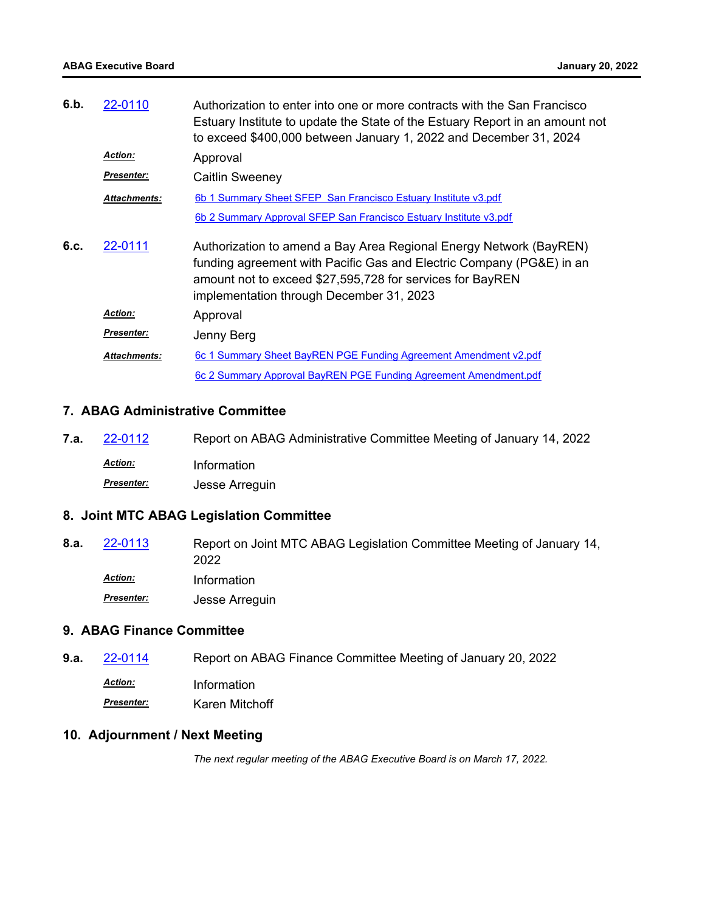**6.b.** 22-0110 Authorization to enter into one or more contracts with the San Francisco Estuary Institute to update the State of the Estuary Report in an amount not to exceed $400,000 between January 1, 2022 and December 31, 2024

***Action:*** Approval

***Presenter:*** Caitlin Sweeney

***Attachments:*** 6b 1 Summary Sheet SFEP San Francisco Estuary Institute v3.pdf
6b 2 Summary Approval SFEP San Francisco Estuary Institute v3.pdf

**6.c.** 22-0111 Authorization to amend a Bay Area Regional Energy Network (BayREN) funding agreement with Pacific Gas and Electric Company (PG&E) in an amount not to exceed $27,595,728 for services for BayREN implementation through December 31, 2023

***Action:*** Approval

***Presenter:*** Jenny Berg

***Attachments:*** 6c 1 Summary Sheet BayREN PGE Funding Agreement Amendment v2.pdf
6c 2 Summary Approval BayREN PGE Funding Agreement Amendment.pdf

## 7. ABAG Administrative Committee

**7.a.** 22-0112 Report on ABAG Administrative Committee Meeting of January 14, 2022

***Action:*** Information

***Presenter:*** Jesse Arreguin

## 8. Joint MTC ABAG Legislation Committee

**8.a.** 22-0113 Report on Joint MTC ABAG Legislation Committee Meeting of January 14, 2022

***Action:*** Information

***Presenter:*** Jesse Arreguin

## 9. ABAG Finance Committee

**9.a.** 22-0114 Report on ABAG Finance Committee Meeting of January 20, 2022

***Action:*** Information

***Presenter:*** Karen Mitchoff

## 10. Adjournment / Next Meeting

*The next regular meeting of the ABAG Executive Board is on March 17, 2022.*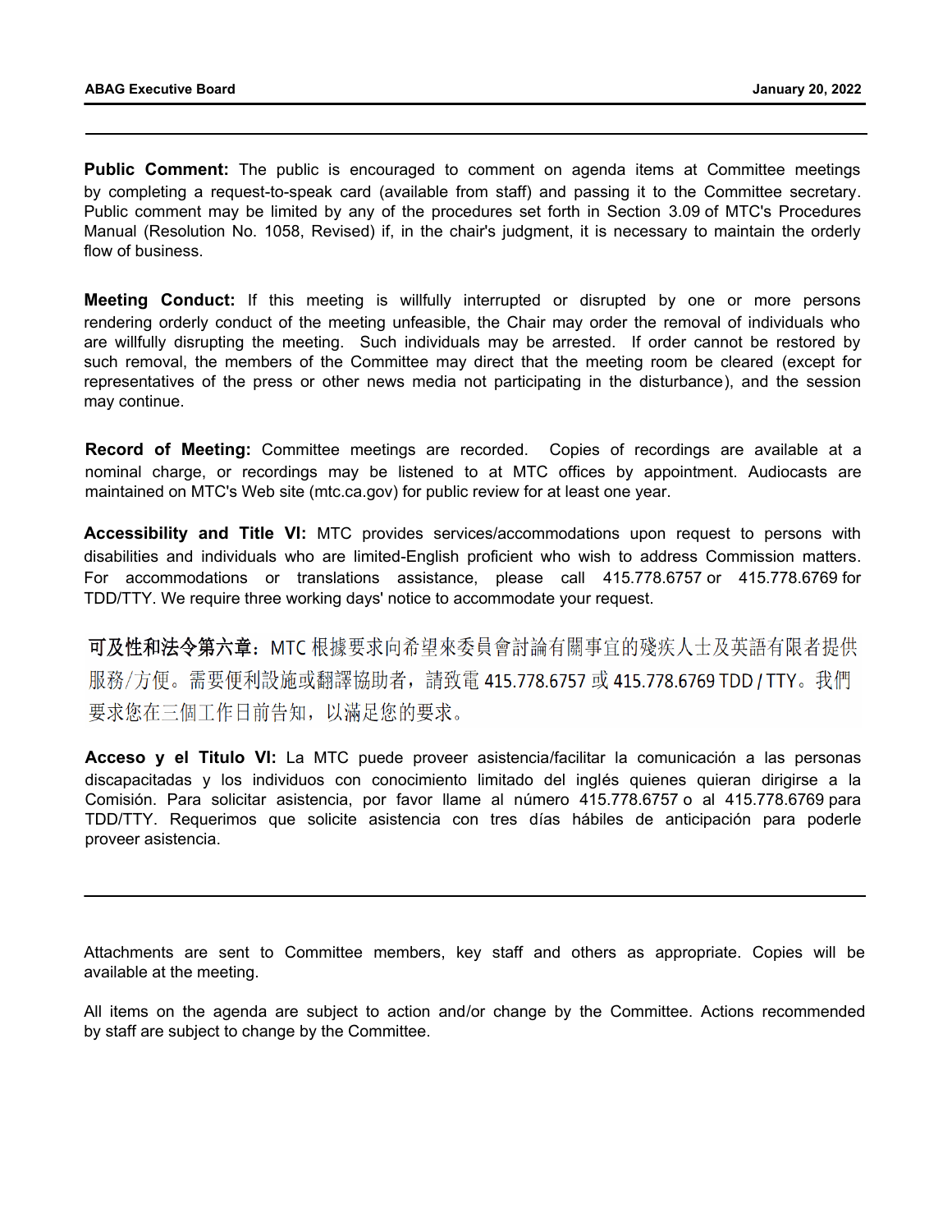**Public Comment:** The public is encouraged to comment on agenda items at Committee meetings by completing a request-to-speak card (available from staff) and passing it to the Committee secretary. Public comment may be limited by any of the procedures set forth in Section 3.09 of MTC's Procedures Manual (Resolution No. 1058, Revised) if, in the chair's judgment, it is necessary to maintain the orderly flow of business.

**Meeting Conduct:** If this meeting is willfully interrupted or disrupted by one or more persons rendering orderly conduct of the meeting unfeasible, the Chair may order the removal of individuals who are willfully disrupting the meeting. Such individuals may be arrested. If order cannot be restored by such removal, the members of the Committee may direct that the meeting room be cleared (except for representatives of the press or other news media not participating in the disturbance), and the session may continue.

**Record of Meeting:** Committee meetings are recorded. Copies of recordings are available at a nominal charge, or recordings may be listened to at MTC offices by appointment. Audiocasts are maintained on MTC's Web site (mtc.ca.gov) for public review for at least one year.

**Accessibility and Title VI:** MTC provides services/accommodations upon request to persons with disabilities and individuals who are limited-English proficient who wish to address Commission matters. For accommodations or translations assistance, please call 415.778.6757 or 415.778.6769 for TDD/TTY. We require three working days' notice to accommodate your request.

**可及性和法令第六章**：MTC 根據要求向希望來委員會討論有關事宜的殘疾人士及英語有限者提供服務/方便。需要便利設施或翻譯協助者，請致電 415.778.6757 或 415.778.6769 TDD / TTY。我們要求您在三個工作日前告知，以滿足您的要求。

**Acceso y el Titulo VI:** La MTC puede proveer asistencia/facilitar la comunicación a las personas discapacitadas y los individuos con conocimiento limitado del inglés quienes quieran dirigirse a la Comisión. Para solicitar asistencia, por favor llame al número 415.778.6757 o al 415.778.6769 para TDD/TTY. Requerimos que solicite asistencia con tres días hábiles de anticipación para poderle proveer asistencia.

---

Attachments are sent to Committee members, key staff and others as appropriate. Copies will be available at the meeting.

All items on the agenda are subject to action and/or change by the Committee. Actions recommended by staff are subject to change by the Committee.